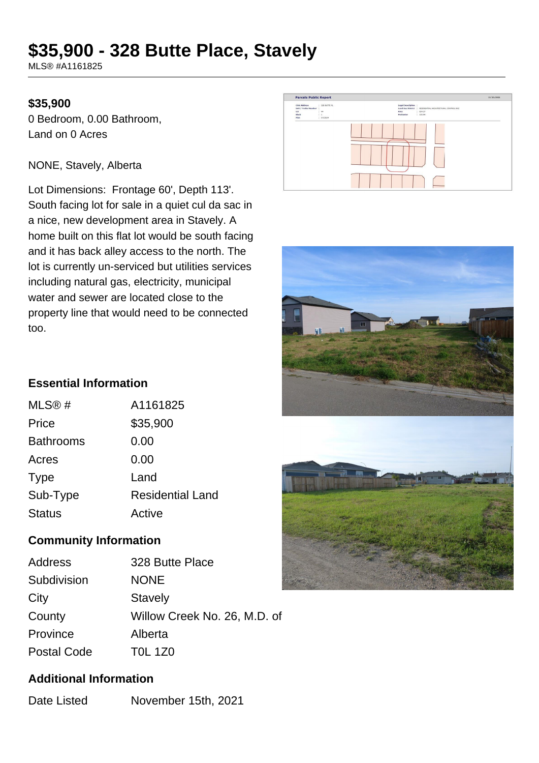# $35,900 - 328 Butte Place, Stavely

MLS® #A1161825

**$35,900**

0 Bedroom, 0.00 Bathroom,
Land on 0 Acres

NONE, Stavely, Alberta

Lot Dimensions: Frontage 60', Depth 113'. South facing lot for sale in a quiet cul da sac in a nice, new development area in Stavely. A home built on this flat lot would be south facing and it has back alley access to the north. The lot is currently un-serviced but utilities services including natural gas, electricity, municipal water and sewer are located close to the property line that would need to be connected too.

### Essential Information

| | |
|---|---|
| MLS® # | A1161825 |
| Price | $35,900 |
| Bathrooms | 0.00 |
| Acres | 0.00 |
| Type | Land |
| Sub-Type | Residential Land |
| Status | Active |

### Community Information

| | |
|---|---|
| Address | 328 Butte Place |
| Subdivision | NONE |
| City | Stavely |
| County | Willow Creek No. 26, M.D. of |
| Province | Alberta |
| Postal Code | T0L 1Z0 |

### Additional Information

| | |
|---|---|
| Date Listed | November 15th, 2021 |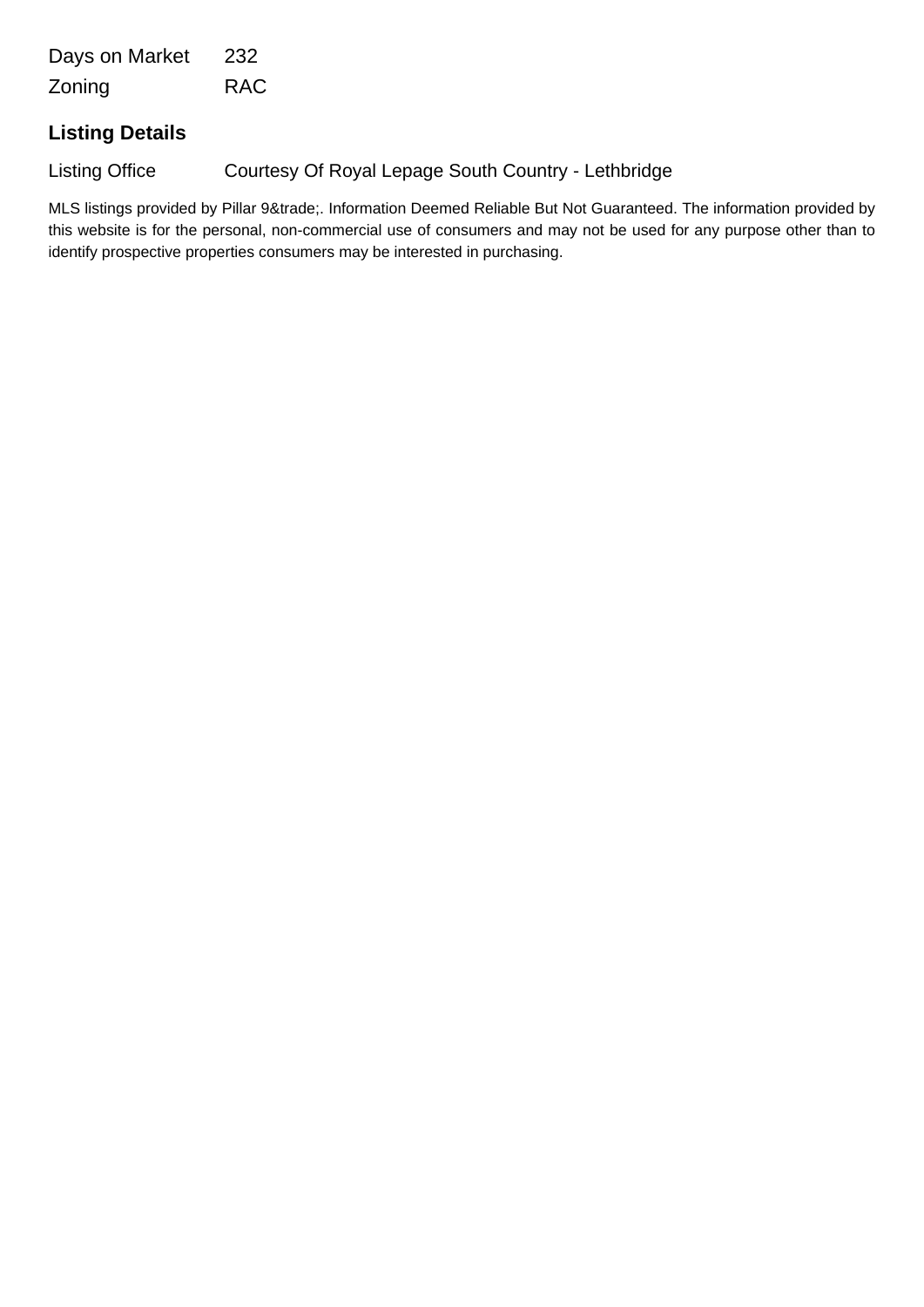| | |
|---|---|
| Days on Market | 232 |
| Zoning | RAC |

### Listing Details

| | |
|---|---|
| Listing Office | Courtesy Of Royal Lepage South Country - Lethbridge |

MLS listings provided by Pillar 9&trade;. Information Deemed Reliable But Not Guaranteed. The information provided by this website is for the personal, non-commercial use of consumers and may not be used for any purpose other than to identify prospective properties consumers may be interested in purchasing.